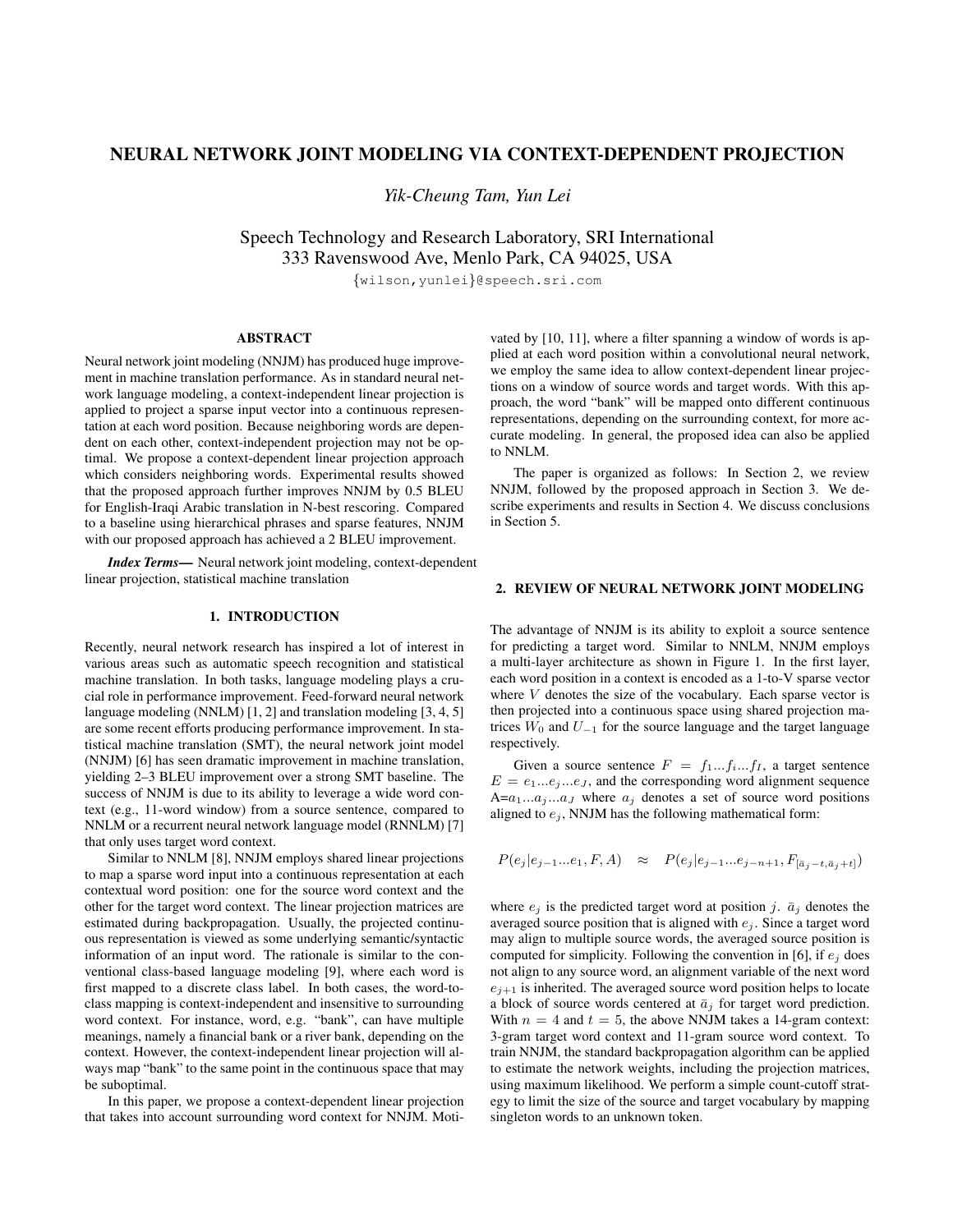# NEURAL NETWORK JOINT MODELING VIA CONTEXT-DEPENDENT PROJECTION

*Yik-Cheung Tam, Yun Lei*

Speech Technology and Research Laboratory, SRI International
333 Ravenswood Ave, Menlo Park, CA 94025, USA

{wilson,yunlei}@speech.sri.com

## ABSTRACT

Neural network joint modeling (NNJM) has produced huge improvement in machine translation performance. As in standard neural network language modeling, a context-independent linear projection is applied to project a sparse input vector into a continuous representation at each word position. Because neighboring words are dependent on each other, context-independent projection may not be optimal. We propose a context-dependent linear projection approach which considers neighboring words. Experimental results showed that the proposed approach further improves NNJM by 0.5 BLEU for English-Iraqi Arabic translation in N-best rescoring. Compared to a baseline using hierarchical phrases and sparse features, NNJM with our proposed approach has achieved a 2 BLEU improvement.

***Index Terms*—** Neural network joint modeling, context-dependent linear projection, statistical machine translation

## 1. INTRODUCTION

Recently, neural network research has inspired a lot of interest in various areas such as automatic speech recognition and statistical machine translation. In both tasks, language modeling plays a crucial role in performance improvement. Feed-forward neural network language modeling (NNLM) [1, 2] and translation modeling [3, 4, 5] are some recent efforts producing performance improvement. In statistical machine translation (SMT), the neural network joint model (NNJM) [6] has seen dramatic improvement in machine translation, yielding 2–3 BLEU improvement over a strong SMT baseline. The success of NNJM is due to its ability to leverage a wide word context (e.g., 11-word window) from a source sentence, compared to NNLM or a recurrent neural network language model (RNNLM) [7] that only uses target word context.

Similar to NNLM [8], NNJM employs shared linear projections to map a sparse word input into a continuous representation at each contextual word position: one for the source word context and the other for the target word context. The linear projection matrices are estimated during backpropagation. Usually, the projected continuous representation is viewed as some underlying semantic/syntactic information of an input word. The rationale is similar to the conventional class-based language modeling [9], where each word is first mapped to a discrete class label. In both cases, the word-to-class mapping is context-independent and insensitive to surrounding word context. For instance, word, e.g. "bank", can have multiple meanings, namely a financial bank or a river bank, depending on the context. However, the context-independent linear projection will always map "bank" to the same point in the continuous space that may be suboptimal.

In this paper, we propose a context-dependent linear projection that takes into account surrounding word context for NNJM. Motivated by [10, 11], where a filter spanning a window of words is applied at each word position within a convolutional neural network, we employ the same idea to allow context-dependent linear projections on a window of source words and target words. With this approach, the word "bank" will be mapped onto different continuous representations, depending on the surrounding context, for more accurate modeling. In general, the proposed idea can also be applied to NNLM.

The paper is organized as follows: In Section 2, we review NNJM, followed by the proposed approach in Section 3. We describe experiments and results in Section 4. We discuss conclusions in Section 5.

## 2. REVIEW OF NEURAL NETWORK JOINT MODELING

The advantage of NNJM is its ability to exploit a source sentence for predicting a target word. Similar to NNLM, NNJM employs a multi-layer architecture as shown in Figure 1. In the first layer, each word position in a context is encoded as a 1-to-V sparse vector where $V$ denotes the size of the vocabulary. Each sparse vector is then projected into a continuous space using shared projection matrices $W_0$ and $U_{-1}$ for the source language and the target language respectively.

Given a source sentence $F = f_1...f_i...f_I$, a target sentence $E = e_1...e_j...e_J$, and the corresponding word alignment sequence A=$a_1...a_j...a_J$ where $a_j$ denotes a set of source word positions aligned to $e_j$, NNJM has the following mathematical form:

$$P(e_j|e_{j-1}...e_1, F, A) \quad \approx \quad P(e_j|e_{j-1}...e_{j-n+1}, F_{[\bar{a}_j-t,\bar{a}_j+t]})$$

where $e_j$ is the predicted target word at position $j$. $\bar{a}_j$ denotes the averaged source position that is aligned with $e_j$. Since a target word may align to multiple source words, the averaged source position is computed for simplicity. Following the convention in [6], if $e_j$ does not align to any source word, an alignment variable of the next word $e_{j+1}$ is inherited. The averaged source word position helps to locate a block of source words centered at $\bar{a}_j$ for target word prediction. With $n = 4$ and $t = 5$, the above NNJM takes a 14-gram context: 3-gram target word context and 11-gram source word context. To train NNJM, the standard backpropagation algorithm can be applied to estimate the network weights, including the projection matrices, using maximum likelihood. We perform a simple count-cutoff strategy to limit the size of the source and target vocabulary by mapping singleton words to an unknown token.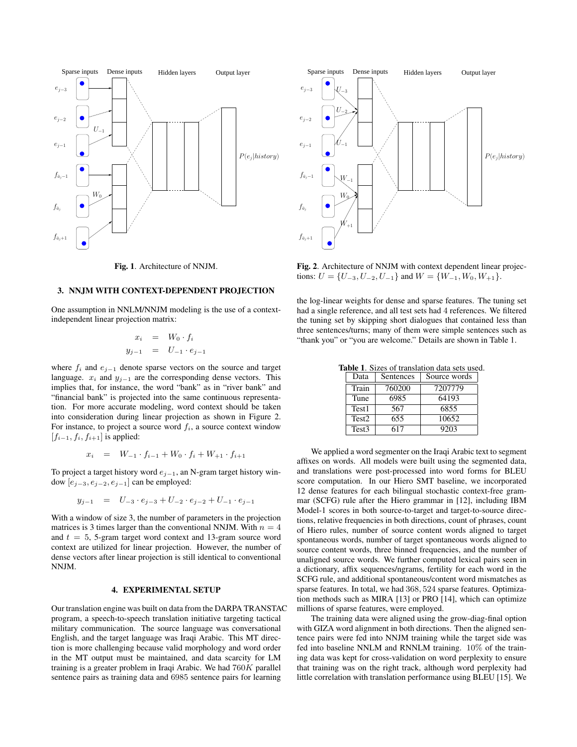Fig. 1. Architecture of NNJM.

Fig. 2. Architecture of NNJM with context dependent linear projections: $U = \{U_{-3}, U_{-2}, U_{-1}\}$ and $W = \{W_{-1}, W_0, W_{+1}\}$.

## 3. NNJM WITH CONTEXT-DEPENDENT PROJECTION

One assumption in NNLM/NNJM modeling is the use of a context-independent linear projection matrix:

$$
\begin{aligned}
x_i &= W_0 \cdot f_i \\
y_{j-1} &= U_{-1} \cdot e_{j-1}
\end{aligned}
$$

where $f_i$ and $e_{j-1}$ denote sparse vectors on the source and target language. $x_i$ and $y_{j-1}$ are the corresponding dense vectors. This implies that, for instance, the word "bank" as in "river bank" and "financial bank" is projected into the same continuous representation. For more accurate modeling, word context should be taken into consideration during linear projection as shown in Figure 2. For instance, to project a source word $f_i$, a source context window $[f_{i-1}, f_i, f_{i+1}]$ is applied:

$$
x_i = W_{-1} \cdot f_{i-1} + W_0 \cdot f_i + W_{+1} \cdot f_{i+1}
$$

To project a target history word $e_{j-1}$, an N-gram target history window $[e_{j-3}, e_{j-2}, e_{j-1}]$ can be employed:

$$
y_{j-1} = U_{-3} \cdot e_{j-3} + U_{-2} \cdot e_{j-2} + U_{-1} \cdot e_{j-1}
$$

With a window of size 3, the number of parameters in the projection matrices is 3 times larger than the conventional NNJM. With $n = 4$ and $t = 5$, 5-gram target word context and 13-gram source word context are utilized for linear projection. However, the number of dense vectors after linear projection is still identical to conventional NNJM.

## 4. EXPERIMENTAL SETUP

Our translation engine was built on data from the DARPA TRANSTAC program, a speech-to-speech translation initiative targeting tactical military communication. The source language was conversational English, and the target language was Iraqi Arabic. This MT direction is more challenging because valid morphology and word order in the MT output must be maintained, and data scarcity for LM training is a greater problem in Iraqi Arabic. We had $760K$ parallel sentence pairs as training data and 6985 sentence pairs for learning the log-linear weights for dense and sparse features. The tuning set had a single reference, and all test sets had 4 references. We filtered the tuning set by skipping short dialogues that contained less than three sentences/turns; many of them were simple sentences such as "thank you" or "you are welcome." Details are shown in Table 1.

**Table 1**. Sizes of translation data sets used.

| Data | Sentences | Source words |
|---|---|---|
| Train | 760200 | 7207779 |
| Tune | 6985 | 64193 |
| Test1 | 567 | 6855 |
| Test2 | 655 | 10652 |
| Test3 | 617 | 9203 |

We applied a word segmenter on the Iraqi Arabic text to segment affixes on words. All models were built using the segmented data, and translations were post-processed into word forms for BLEU score computation. In our Hiero SMT baseline, we incorporated 12 dense features for each bilingual stochastic context-free grammar (SCFG) rule after the Hiero grammar in [12], including IBM Model-1 scores in both source-to-target and target-to-source directions, relative frequencies in both directions, count of phrases, count of Hiero rules, number of source content words aligned to target spontaneous words, number of target spontaneous words aligned to source content words, three binned frequencies, and the number of unaligned source words. We further computed lexical pairs seen in a dictionary, affix sequences/ngrams, fertility for each word in the SCFG rule, and additional spontaneous/content word mismatches as sparse features. In total, we had $368,524$ sparse features. Optimization methods such as MIRA [13] or PRO [14], which can optimize millions of sparse features, were employed.

The training data were aligned using the grow-diag-final option with GIZA word alignment in both directions. Then the aligned sentence pairs were fed into NNJM training while the target side was fed into baseline NNLM and RNNLM training. $10\%$ of the training data was kept for cross-validation on word perplexity to ensure that training was on the right track, although word perplexity had little correlation with translation performance using BLEU [15]. We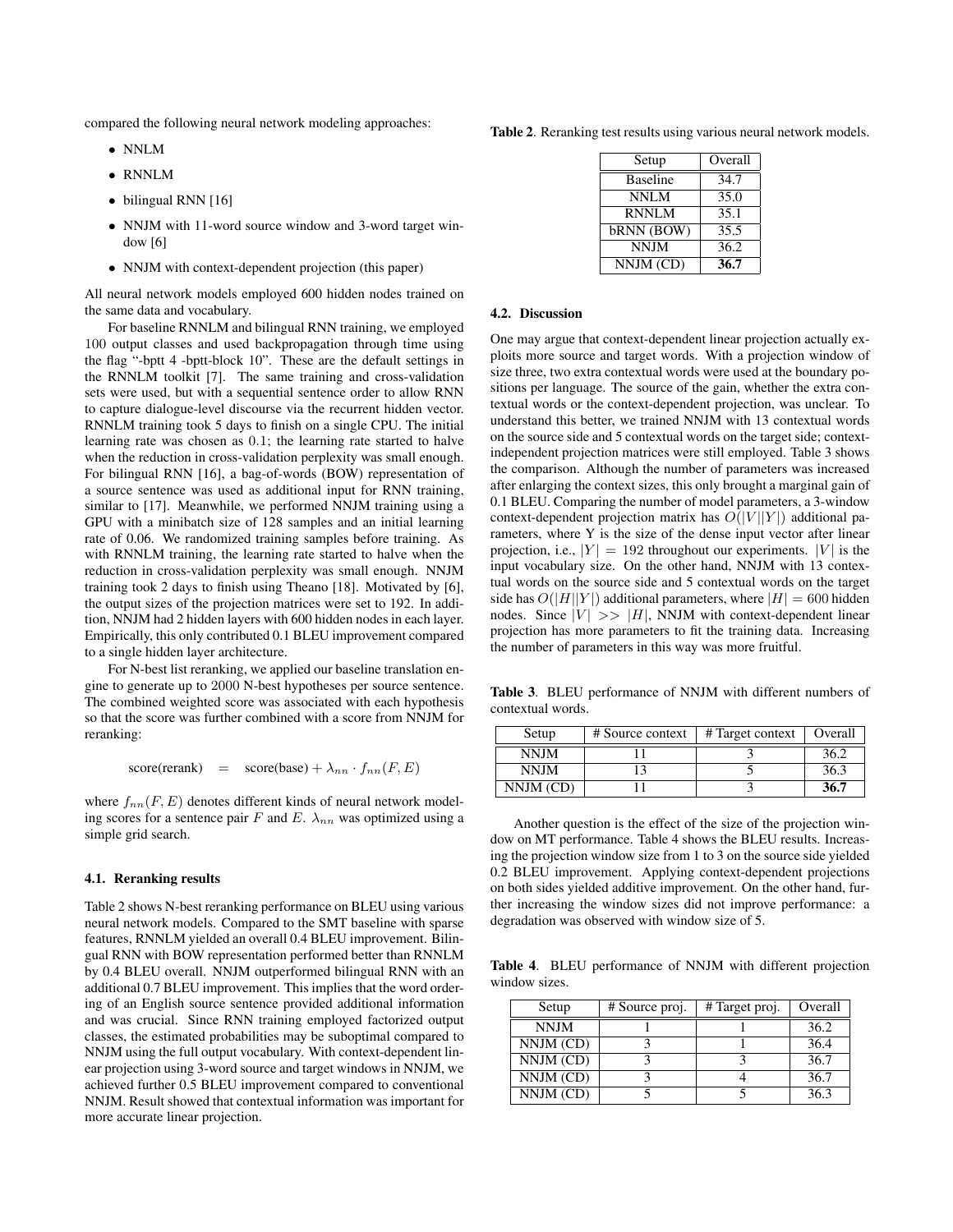compared the following neural network modeling approaches:

- NNLM
- RNNLM
- bilingual RNN [16]
- NNJM with 11-word source window and 3-word target window [6]
- NNJM with context-dependent projection (this paper)

All neural network models employed 600 hidden nodes trained on the same data and vocabulary.

For baseline RNNLM and bilingual RNN training, we employed 100 output classes and used backpropagation through time using the flag "-bptt 4 -bptt-block 10". These are the default settings in the RNNLM toolkit [7]. The same training and cross-validation sets were used, but with a sequential sentence order to allow RNN to capture dialogue-level discourse via the recurrent hidden vector. RNNLM training took 5 days to finish on a single CPU. The initial learning rate was chosen as 0.1; the learning rate started to halve when the reduction in cross-validation perplexity was small enough. For bilingual RNN [16], a bag-of-words (BOW) representation of a source sentence was used as additional input for RNN training, similar to [17]. Meanwhile, we performed NNJM training using a GPU with a minibatch size of 128 samples and an initial learning rate of 0.06. We randomized training samples before training. As with RNNLM training, the learning rate started to halve when the reduction in cross-validation perplexity was small enough. NNJM training took 2 days to finish using Theano [18]. Motivated by [6], the output sizes of the projection matrices were set to 192. In addition, NNJM had 2 hidden layers with 600 hidden nodes in each layer. Empirically, this only contributed 0.1 BLEU improvement compared to a single hidden layer architecture.

For N-best list reranking, we applied our baseline translation engine to generate up to 2000 N-best hypotheses per source sentence. The combined weighted score was associated with each hypothesis so that the score was further combined with a score from NNJM for reranking:

$$\text{score(rerank)} = \text{score(base)} + \lambda_{nn} \cdot f_{nn}(F, E)$$

where $f_{nn}(F, E)$ denotes different kinds of neural network modeling scores for a sentence pair $F$ and $E$. $\lambda_{nn}$ was optimized using a simple grid search.

### 4.1. Reranking results

Table 2 shows N-best reranking performance on BLEU using various neural network models. Compared to the SMT baseline with sparse features, RNNLM yielded an overall 0.4 BLEU improvement. Bilingual RNN with BOW representation performed better than RNNLM by 0.4 BLEU overall. NNJM outperformed bilingual RNN with an additional 0.7 BLEU improvement. This implies that the word ordering of an English source sentence provided additional information and was crucial. Since RNN training employed factorized output classes, the estimated probabilities may be suboptimal compared to NNJM using the full output vocabulary. With context-dependent linear projection using 3-word source and target windows in NNJM, we achieved further 0.5 BLEU improvement compared to conventional NNJM. Result showed that contextual information was important for more accurate linear projection.

**Table 2**. Reranking test results using various neural network models.

| Setup | Overall |
|---|---|
| Baseline | 34.7 |
| NNLM | 35.0 |
| RNNLM | 35.1 |
| bRNN (BOW) | 35.5 |
| NNJM | 36.2 |
| NNJM (CD) | **36.7** |

### 4.2. Discussion

One may argue that context-dependent linear projection actually exploits more source and target words. With a projection window of size three, two extra contextual words were used at the boundary positions per language. The source of the gain, whether the extra contextual words or the context-dependent projection, was unclear. To understand this better, we trained NNJM with 13 contextual words on the source side and 5 contextual words on the target side; context-independent projection matrices were still employed. Table 3 shows the comparison. Although the number of parameters was increased after enlarging the context sizes, this only brought a marginal gain of 0.1 BLEU. Comparing the number of model parameters, a 3-window context-dependent projection matrix has $O(|V||Y|)$ additional parameters, where Y is the size of the dense input vector after linear projection, i.e., $|Y| = 192$ throughout our experiments. $|V|$ is the input vocabulary size. On the other hand, NNJM with 13 contextual words on the source side and 5 contextual words on the target side has $O(|H||Y|)$ additional parameters, where $|H| = 600$ hidden nodes. Since $|V| >> |H|$, NNJM with context-dependent linear projection has more parameters to fit the training data. Increasing the number of parameters in this way was more fruitful.

**Table 3**. BLEU performance of NNJM with different numbers of contextual words.

| Setup | # Source context | # Target context | Overall |
|---|---|---|---|
| NNJM | 11 | 3 | 36.2 |
| NNJM | 13 | 5 | 36.3 |
| NNJM (CD) | 11 | 3 | **36.7** |

Another question is the effect of the size of the projection window on MT performance. Table 4 shows the BLEU results. Increasing the projection window size from 1 to 3 on the source side yielded 0.2 BLEU improvement. Applying context-dependent projections on both sides yielded additive improvement. On the other hand, further increasing the window sizes did not improve performance: a degradation was observed with window size of 5.

**Table 4**. BLEU performance of NNJM with different projection window sizes.

| Setup | # Source proj. | # Target proj. | Overall |
|---|---|---|---|
| NNJM | 1 | 1 | 36.2 |
| NNJM (CD) | 3 | 1 | 36.4 |
| NNJM (CD) | 3 | 3 | 36.7 |
| NNJM (CD) | 3 | 4 | 36.7 |
| NNJM (CD) | 5 | 5 | 36.3 |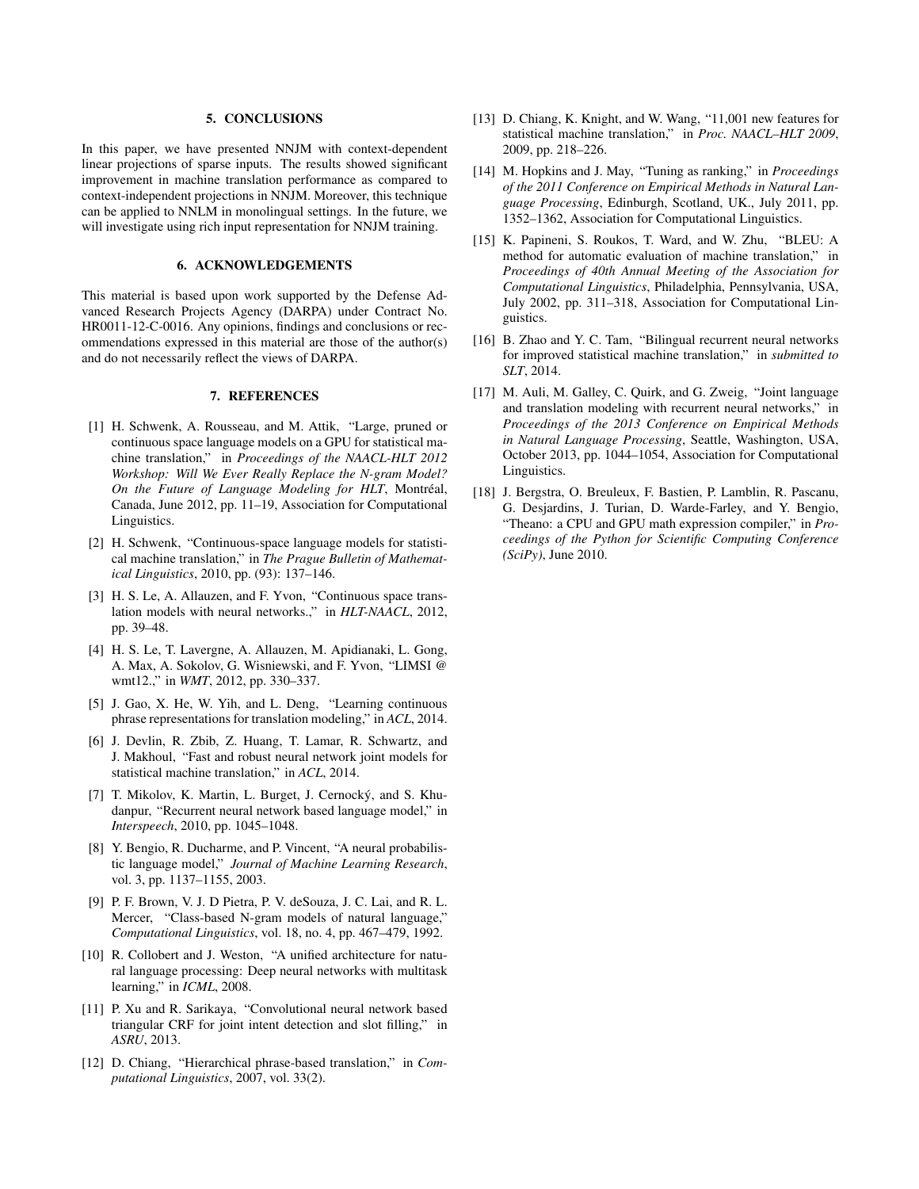## 5. CONCLUSIONS

In this paper, we have presented NNJM with context-dependent linear projections of sparse inputs. The results showed significant improvement in machine translation performance as compared to context-independent projections in NNJM. Moreover, this technique can be applied to NNLM in monolingual settings. In the future, we will investigate using rich input representation for NNJM training.

## 6. ACKNOWLEDGEMENTS

This material is based upon work supported by the Defense Advanced Research Projects Agency (DARPA) under Contract No. HR0011-12-C-0016. Any opinions, findings and conclusions or recommendations expressed in this material are those of the author(s) and do not necessarily reflect the views of DARPA.

## 7. REFERENCES

[1] H. Schwenk, A. Rousseau, and M. Attik, "Large, pruned or continuous space language models on a GPU for statistical machine translation," in *Proceedings of the NAACL-HLT 2012 Workshop: Will We Ever Really Replace the N-gram Model? On the Future of Language Modeling for HLT*, Montréal, Canada, June 2012, pp. 11–19, Association for Computational Linguistics.

[2] H. Schwenk, "Continuous-space language models for statistical machine translation," in *The Prague Bulletin of Mathematical Linguistics*, 2010, pp. (93): 137–146.

[3] H. S. Le, A. Allauzen, and F. Yvon, "Continuous space translation models with neural networks.," in *HLT-NAACL*, 2012, pp. 39–48.

[4] H. S. Le, T. Lavergne, A. Allauzen, M. Apidianaki, L. Gong, A. Max, A. Sokolov, G. Wisniewski, and F. Yvon, "LIMSI @ wmt12.," in *WMT*, 2012, pp. 330–337.

[5] J. Gao, X. He, W. Yih, and L. Deng, "Learning continuous phrase representations for translation modeling," in *ACL*, 2014.

[6] J. Devlin, R. Zbib, Z. Huang, T. Lamar, R. Schwartz, and J. Makhoul, "Fast and robust neural network joint models for statistical machine translation," in *ACL*, 2014.

[7] T. Mikolov, K. Martin, L. Burget, J. Cernocký, and S. Khudanpur, "Recurrent neural network based language model," in *Interspeech*, 2010, pp. 1045–1048.

[8] Y. Bengio, R. Ducharme, and P. Vincent, "A neural probabilistic language model," *Journal of Machine Learning Research*, vol. 3, pp. 1137–1155, 2003.

[9] P. F. Brown, V. J. D Pietra, P. V. deSouza, J. C. Lai, and R. L. Mercer, "Class-based N-gram models of natural language," *Computational Linguistics*, vol. 18, no. 4, pp. 467–479, 1992.

[10] R. Collobert and J. Weston, "A unified architecture for natural language processing: Deep neural networks with multitask learning," in *ICML*, 2008.

[11] P. Xu and R. Sarikaya, "Convolutional neural network based triangular CRF for joint intent detection and slot filling," in *ASRU*, 2013.

[12] D. Chiang, "Hierarchical phrase-based translation," in *Computational Linguistics*, 2007, vol. 33(2).

[13] D. Chiang, K. Knight, and W. Wang, "11,001 new features for statistical machine translation," in *Proc. NAACL–HLT 2009*, 2009, pp. 218–226.

[14] M. Hopkins and J. May, "Tuning as ranking," in *Proceedings of the 2011 Conference on Empirical Methods in Natural Language Processing*, Edinburgh, Scotland, UK., July 2011, pp. 1352–1362, Association for Computational Linguistics.

[15] K. Papineni, S. Roukos, T. Ward, and W. Zhu, "BLEU: A method for automatic evaluation of machine translation," in *Proceedings of 40th Annual Meeting of the Association for Computational Linguistics*, Philadelphia, Pennsylvania, USA, July 2002, pp. 311–318, Association for Computational Linguistics.

[16] B. Zhao and Y. C. Tam, "Bilingual recurrent neural networks for improved statistical machine translation," in *submitted to SLT*, 2014.

[17] M. Auli, M. Galley, C. Quirk, and G. Zweig, "Joint language and translation modeling with recurrent neural networks," in *Proceedings of the 2013 Conference on Empirical Methods in Natural Language Processing*, Seattle, Washington, USA, October 2013, pp. 1044–1054, Association for Computational Linguistics.

[18] J. Bergstra, O. Breuleux, F. Bastien, P. Lamblin, R. Pascanu, G. Desjardins, J. Turian, D. Warde-Farley, and Y. Bengio, "Theano: a CPU and GPU math expression compiler," in *Proceedings of the Python for Scientific Computing Conference (SciPy)*, June 2010.